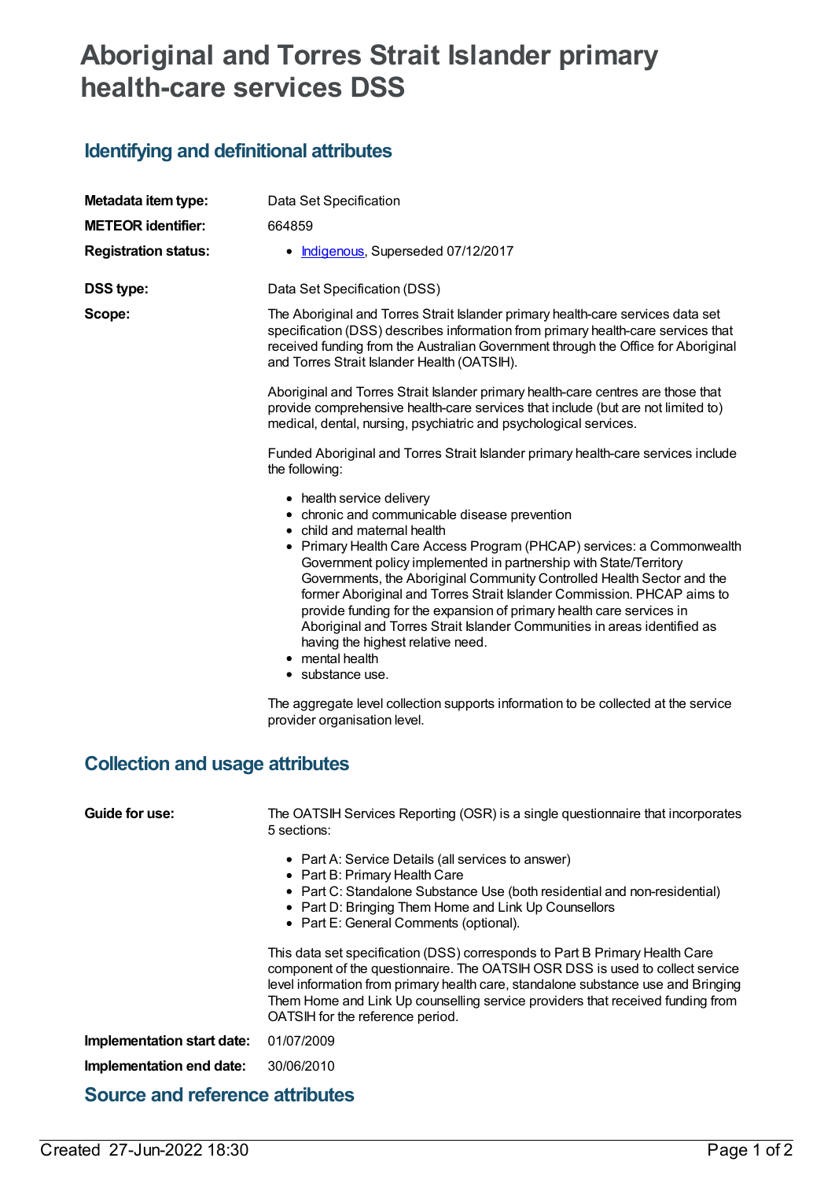# Aboriginal and Torres Strait Islander primary health-care services DSS

## Identifying and definitional attributes

**Metadata item type:** Data Set Specification

**METEOR identifier:** 664859

**Registration status:**

- Indigenous, Superseded 07/12/2017

**DSS type:** Data Set Specification (DSS)

**Scope:** The Aboriginal and Torres Strait Islander primary health-care services data set specification (DSS) describes information from primary health-care services that received funding from the Australian Government through the Office for Aboriginal and Torres Strait Islander Health (OATSIH).

Aboriginal and Torres Strait Islander primary health-care centres are those that provide comprehensive health-care services that include (but are not limited to) medical, dental, nursing, psychiatric and psychological services.

Funded Aboriginal and Torres Strait Islander primary health-care services include the following:

- health service delivery
- chronic and communicable disease prevention
- child and maternal health
- Primary Health Care Access Program (PHCAP) services: a Commonwealth Government policy implemented in partnership with State/Territory Governments, the Aboriginal Community Controlled Health Sector and the former Aboriginal and Torres Strait Islander Commission. PHCAP aims to provide funding for the expansion of primary health care services in Aboriginal and Torres Strait Islander Communities in areas identified as having the highest relative need.
- mental health
- substance use.

The aggregate level collection supports information to be collected at the service provider organisation level.

## Collection and usage attributes

**Guide for use:** The OATSIH Services Reporting (OSR) is a single questionnaire that incorporates 5 sections:

- Part A: Service Details (all services to answer)
- Part B: Primary Health Care
- Part C: Standalone Substance Use (both residential and non-residential)
- Part D: Bringing Them Home and Link Up Counsellors
- Part E: General Comments (optional).

This data set specification (DSS) corresponds to Part B Primary Health Care component of the questionnaire. The OATSIH OSR DSS is used to collect service level information from primary health care, standalone substance use and Bringing Them Home and Link Up counselling service providers that received funding from OATSIH for the reference period.

**Implementation start date:** 01/07/2009

**Implementation end date:** 30/06/2010

## Source and reference attributes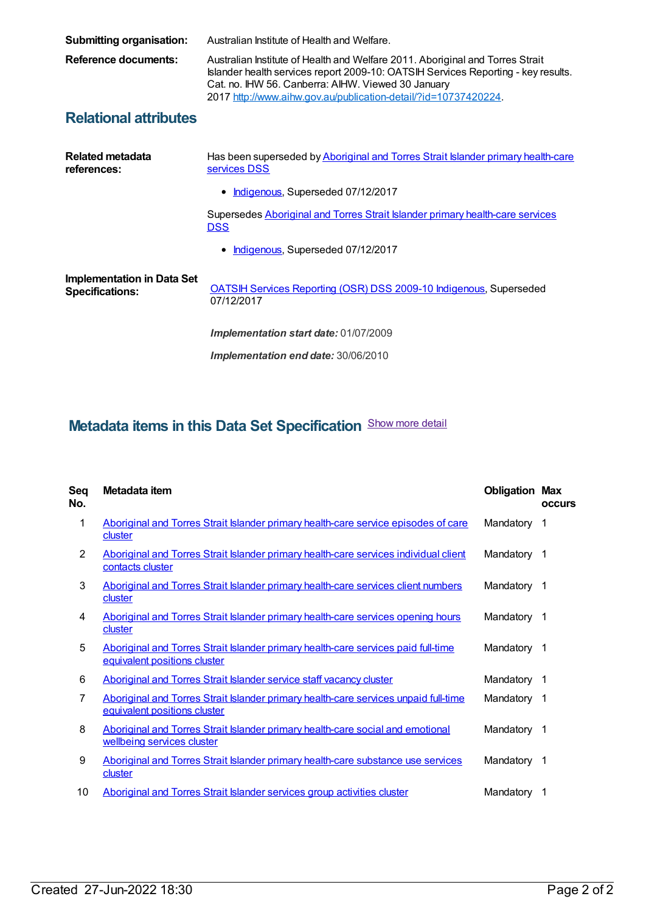**Submitting organisation:** Australian Institute of Health and Welfare.

**Reference documents:** Australian Institute of Health and Welfare 2011. Aboriginal and Torres Strait Islander health services report 2009-10: OATSIH Services Reporting - key results. Cat. no. IHW 56. Canberra: AIHW. Viewed 30 January 2017 http://www.aihw.gov.au/publication-detail/?id=10737420224.

## Relational attributes

**Related metadata references:**

Has been superseded by Aboriginal and Torres Strait Islander primary health-care services DSS

- Indigenous, Superseded 07/12/2017

Supersedes Aboriginal and Torres Strait Islander primary health-care services DSS

- Indigenous, Superseded 07/12/2017

**Implementation in Data Set Specifications:**

OATSIH Services Reporting (OSR) DSS 2009-10 Indigenous, Superseded 07/12/2017

*Implementation start date:* 01/07/2009

*Implementation end date:* 30/06/2010

## Metadata items in this Data Set Specification

Show more detail

| Seq No. | Metadata item | Obligation | Max occurs |
|---|---|---|---|
| 1 | Aboriginal and Torres Strait Islander primary health-care service episodes of care cluster | Mandatory | 1 |
| 2 | Aboriginal and Torres Strait Islander primary health-care services individual client contacts cluster | Mandatory | 1 |
| 3 | Aboriginal and Torres Strait Islander primary health-care services client numbers cluster | Mandatory | 1 |
| 4 | Aboriginal and Torres Strait Islander primary health-care services opening hours cluster | Mandatory | 1 |
| 5 | Aboriginal and Torres Strait Islander primary health-care services paid full-time equivalent positions cluster | Mandatory | 1 |
| 6 | Aboriginal and Torres Strait Islander service staff vacancy cluster | Mandatory | 1 |
| 7 | Aboriginal and Torres Strait Islander primary health-care services unpaid full-time equivalent positions cluster | Mandatory | 1 |
| 8 | Aboriginal and Torres Strait Islander primary health-care social and emotional wellbeing services cluster | Mandatory | 1 |
| 9 | Aboriginal and Torres Strait Islander primary health-care substance use services cluster | Mandatory | 1 |
| 10 | Aboriginal and Torres Strait Islander services group activities cluster | Mandatory | 1 |